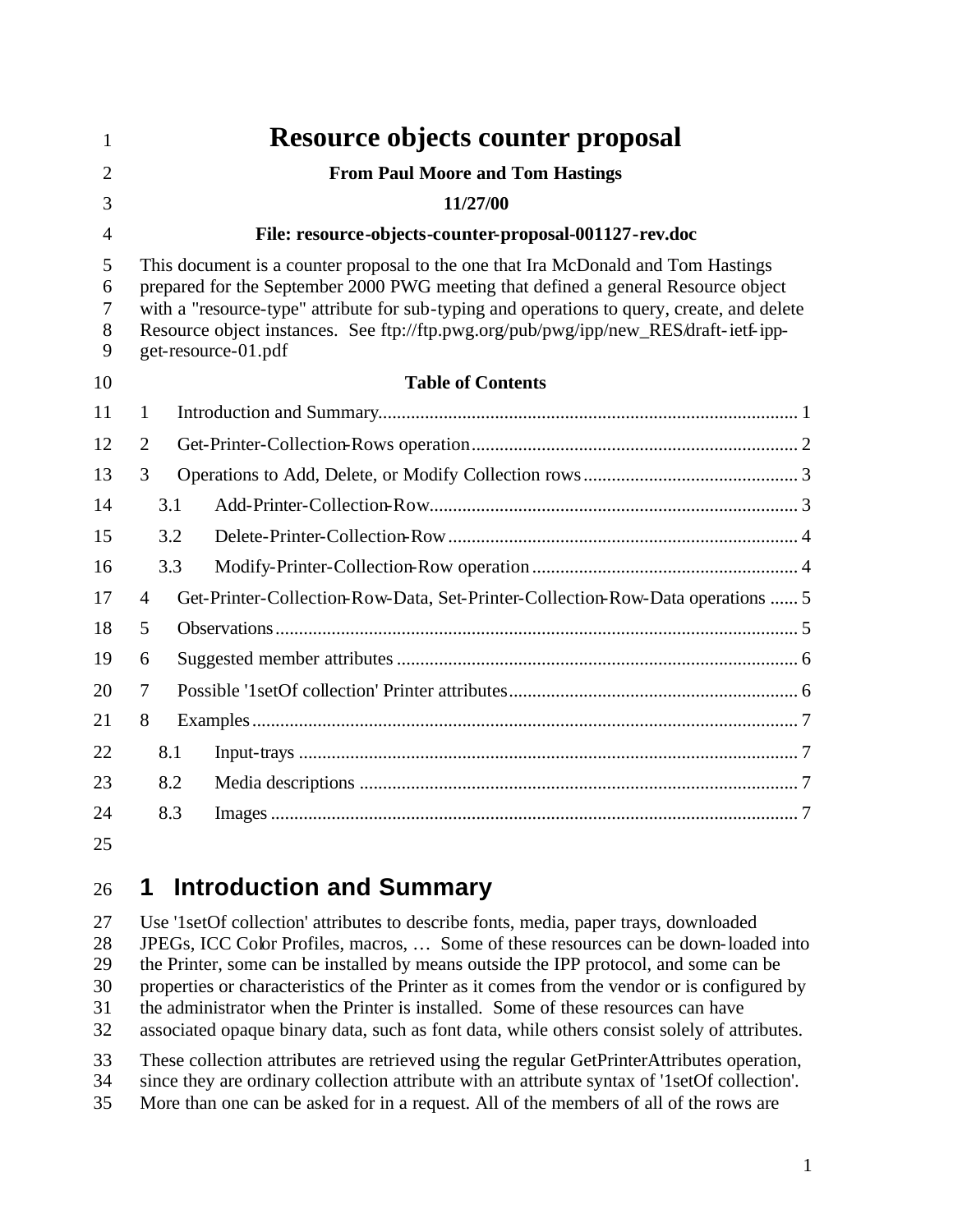# Resource objects counter proposal

**From Paul Moore and Tom Hastings**

**11/27/00**

**File: resource-objects-counter-proposal-001127-rev.doc**

This document is a counter proposal to the one that Ira McDonald and Tom Hastings prepared for the September 2000 PWG meeting that defined a general Resource object with a "resource-type" attribute for sub-typing and operations to query, create, and delete Resource object instances. See ftp://ftp.pwg.org/pub/pwg/ipp/new_RES/draft-ietf-ipp-get-resource-01.pdf

**Table of Contents**

1 Introduction and Summary .......... 1
2 Get-Printer-Collection-Rows operation .......... 2
3 Operations to Add, Delete, or Modify Collection rows .......... 3
  3.1 Add-Printer-Collection-Row .......... 3
  3.2 Delete-Printer-Collection-Row .......... 4
  3.3 Modify-Printer-Collection-Row operation .......... 4
4 Get-Printer-Collection-Row-Data, Set-Printer-Collection-Row-Data operations .......... 5
5 Observations .......... 5
6 Suggested member attributes .......... 6
7 Possible '1setOf collection' Printer attributes .......... 6
8 Examples .......... 7
  8.1 Input-trays .......... 7
  8.2 Media descriptions .......... 7
  8.3 Images .......... 7

## 1 Introduction and Summary

Use '1setOf collection' attributes to describe fonts, media, paper trays, downloaded JPEGs, ICC Color Profiles, macros, … Some of these resources can be down-loaded into the Printer, some can be installed by means outside the IPP protocol, and some can be properties or characteristics of the Printer as it comes from the vendor or is configured by the administrator when the Printer is installed. Some of these resources can have associated opaque binary data, such as font data, while others consist solely of attributes.

These collection attributes are retrieved using the regular GetPrinterAttributes operation, since they are ordinary collection attribute with an attribute syntax of '1setOf collection'. More than one can be asked for in a request. All of the members of all of the rows are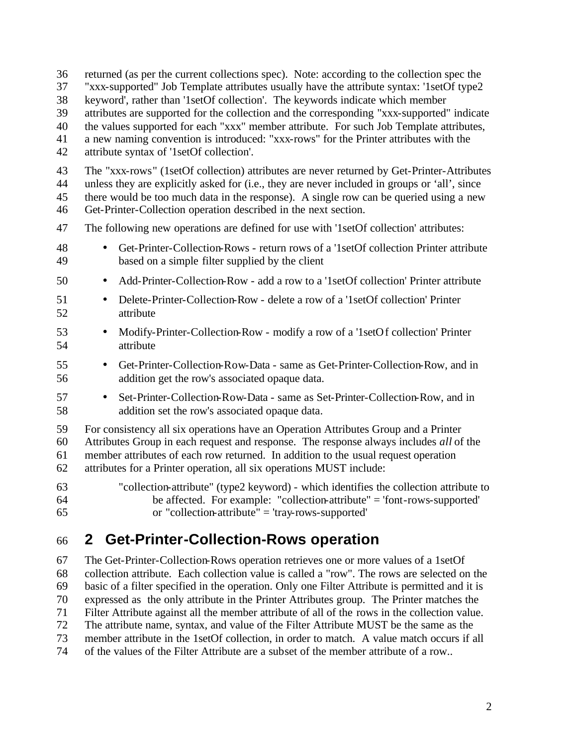returned (as per the current collections spec). Note: according to the collection spec the "xxx-supported" Job Template attributes usually have the attribute syntax: '1setOf type2 keyword', rather than '1setOf collection'. The keywords indicate which member attributes are supported for the collection and the corresponding "xxx-supported" indicate the values supported for each "xxx" member attribute. For such Job Template attributes, a new naming convention is introduced: "xxx-rows" for the Printer attributes with the attribute syntax of '1setOf collection'.

The "xxx-rows" (1setOf collection) attributes are never returned by Get-Printer-Attributes unless they are explicitly asked for (i.e., they are never included in groups or 'all', since there would be too much data in the response). A single row can be queried using a new Get-Printer-Collection operation described in the next section.

The following new operations are defined for use with '1setOf collection' attributes:

- Get-Printer-Collection-Rows - return rows of a '1setOf collection Printer attribute based on a simple filter supplied by the client
- Add-Printer-Collection-Row - add a row to a '1setOf collection' Printer attribute
- Delete-Printer-Collection-Row - delete a row of a '1setOf collection' Printer attribute
- Modify-Printer-Collection-Row - modify a row of a '1setOf collection' Printer attribute
- Get-Printer-Collection-Row-Data - same as Get-Printer-Collection-Row, and in addition get the row's associated opaque data.
- Set-Printer-Collection-Row-Data - same as Set-Printer-Collection-Row, and in addition set the row's associated opaque data.

For consistency all six operations have an Operation Attributes Group and a Printer Attributes Group in each request and response. The response always includes *all* of the member attributes of each row returned. In addition to the usual request operation attributes for a Printer operation, all six operations MUST include:

"collection-attribute" (type2 keyword) - which identifies the collection attribute to be affected. For example: "collection-attribute" = 'font-rows-supported' or "collection-attribute" = 'tray-rows-supported'

## 2 Get-Printer-Collection-Rows operation

The Get-Printer-Collection-Rows operation retrieves one or more values of a 1setOf collection attribute. Each collection value is called a "row". The rows are selected on the basic of a filter specified in the operation. Only one Filter Attribute is permitted and it is expressed as the only attribute in the Printer Attributes group. The Printer matches the Filter Attribute against all the member attribute of all of the rows in the collection value. The attribute name, syntax, and value of the Filter Attribute MUST be the same as the member attribute in the 1setOf collection, in order to match. A value match occurs if all of the values of the Filter Attribute are a subset of the member attribute of a row..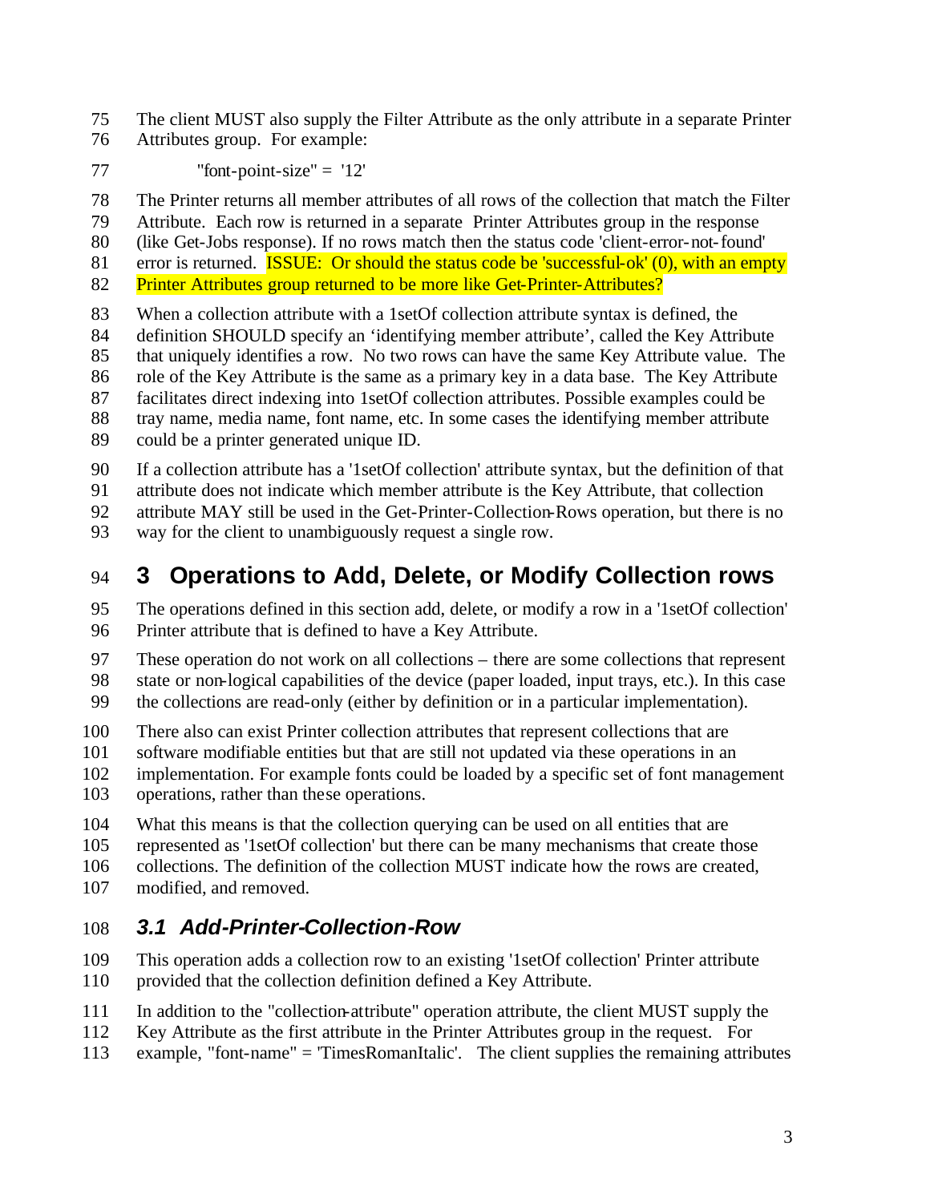The client MUST also supply the Filter Attribute as the only attribute in a separate Printer Attributes group. For example:

"font-point-size" = '12'

The Printer returns all member attributes of all rows of the collection that match the Filter Attribute. Each row is returned in a separate Printer Attributes group in the response (like Get-Jobs response). If no rows match then the status code 'client-error-not-found' error is returned. ISSUE: Or should the status code be 'successful-ok' (0), with an empty Printer Attributes group returned to be more like Get-Printer-Attributes?

When a collection attribute with a 1setOf collection attribute syntax is defined, the definition SHOULD specify an 'identifying member attribute', called the Key Attribute that uniquely identifies a row. No two rows can have the same Key Attribute value. The role of the Key Attribute is the same as a primary key in a data base. The Key Attribute facilitates direct indexing into 1setOf collection attributes. Possible examples could be tray name, media name, font name, etc. In some cases the identifying member attribute could be a printer generated unique ID.

If a collection attribute has a '1setOf collection' attribute syntax, but the definition of that attribute does not indicate which member attribute is the Key Attribute, that collection attribute MAY still be used in the Get-Printer-Collection-Rows operation, but there is no way for the client to unambiguously request a single row.

# 3 Operations to Add, Delete, or Modify Collection rows

The operations defined in this section add, delete, or modify a row in a '1setOf collection' Printer attribute that is defined to have a Key Attribute.

These operation do not work on all collections – there are some collections that represent state or non-logical capabilities of the device (paper loaded, input trays, etc.). In this case the collections are read-only (either by definition or in a particular implementation).

There also can exist Printer collection attributes that represent collections that are software modifiable entities but that are still not updated via these operations in an implementation. For example fonts could be loaded by a specific set of font management operations, rather than these operations.

What this means is that the collection querying can be used on all entities that are represented as '1setOf collection' but there can be many mechanisms that create those collections. The definition of the collection MUST indicate how the rows are created, modified, and removed.

## *3.1 Add-Printer-Collection-Row*

This operation adds a collection row to an existing '1setOf collection' Printer attribute provided that the collection definition defined a Key Attribute.

In addition to the "collection-attribute" operation attribute, the client MUST supply the Key Attribute as the first attribute in the Printer Attributes group in the request. For example, "font-name" = 'TimesRomanItalic'. The client supplies the remaining attributes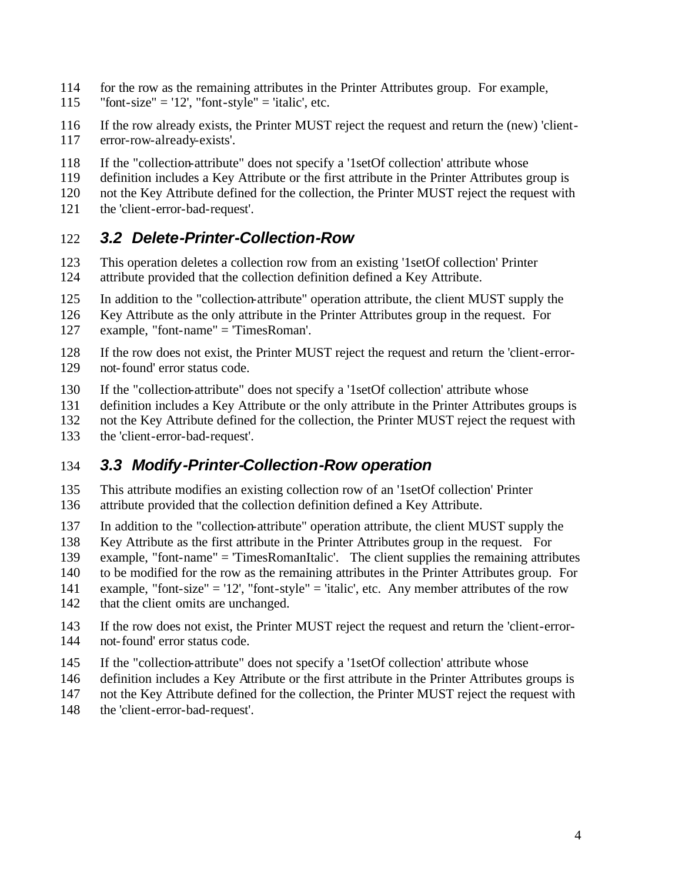for the row as the remaining attributes in the Printer Attributes group. For example, "font-size" = '12', "font-style" = 'italic', etc.

If the row already exists, the Printer MUST reject the request and return the (new) 'client-error-row-already-exists'.

If the "collection-attribute" does not specify a '1setOf collection' attribute whose definition includes a Key Attribute or the first attribute in the Printer Attributes group is not the Key Attribute defined for the collection, the Printer MUST reject the request with the 'client-error-bad-request'.

### *3.2 Delete-Printer-Collection-Row*

This operation deletes a collection row from an existing '1setOf collection' Printer attribute provided that the collection definition defined a Key Attribute.

In addition to the "collection-attribute" operation attribute, the client MUST supply the Key Attribute as the only attribute in the Printer Attributes group in the request. For example, "font-name" = 'TimesRoman'.

If the row does not exist, the Printer MUST reject the request and return the 'client-error-not-found' error status code.

If the "collection-attribute" does not specify a '1setOf collection' attribute whose definition includes a Key Attribute or the only attribute in the Printer Attributes groups is not the Key Attribute defined for the collection, the Printer MUST reject the request with the 'client-error-bad-request'.

### *3.3 Modify-Printer-Collection-Row operation*

This attribute modifies an existing collection row of an '1setOf collection' Printer attribute provided that the collection definition defined a Key Attribute.

In addition to the "collection-attribute" operation attribute, the client MUST supply the Key Attribute as the first attribute in the Printer Attributes group in the request. For example, "font-name" = 'TimesRomanItalic'. The client supplies the remaining attributes to be modified for the row as the remaining attributes in the Printer Attributes group. For example, "font-size" = '12', "font-style" = 'italic', etc. Any member attributes of the row that the client omits are unchanged.

If the row does not exist, the Printer MUST reject the request and return the 'client-error-not-found' error status code.

If the "collection-attribute" does not specify a '1setOf collection' attribute whose definition includes a Key Attribute or the first attribute in the Printer Attributes groups is not the Key Attribute defined for the collection, the Printer MUST reject the request with the 'client-error-bad-request'.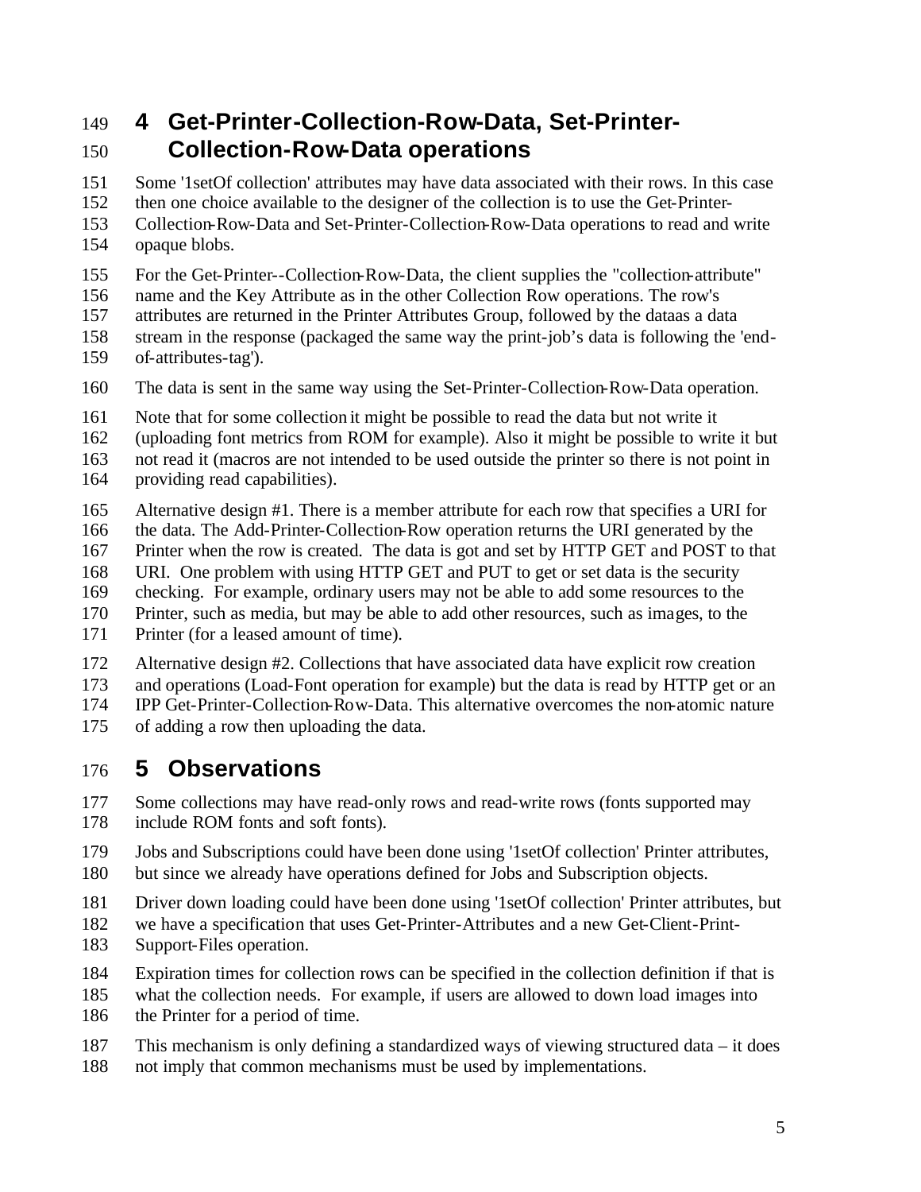# 4 Get-Printer-Collection-Row-Data, Set-Printer-Collection-Row-Data operations

Some '1setOf collection' attributes may have data associated with their rows. In this case then one choice available to the designer of the collection is to use the Get-Printer-Collection-Row-Data and Set-Printer-Collection-Row-Data operations to read and write opaque blobs.

For the Get-Printer--Collection-Row-Data, the client supplies the "collection-attribute" name and the Key Attribute as in the other Collection Row operations. The row's attributes are returned in the Printer Attributes Group, followed by the dataas a data stream in the response (packaged the same way the print-job's data is following the 'end-of-attributes-tag').

The data is sent in the same way using the Set-Printer-Collection-Row-Data operation.

Note that for some collection it might be possible to read the data but not write it (uploading font metrics from ROM for example). Also it might be possible to write it but not read it (macros are not intended to be used outside the printer so there is not point in providing read capabilities).

Alternative design #1. There is a member attribute for each row that specifies a URI for the data. The Add-Printer-Collection-Row operation returns the URI generated by the Printer when the row is created. The data is got and set by HTTP GET and POST to that URI. One problem with using HTTP GET and PUT to get or set data is the security checking. For example, ordinary users may not be able to add some resources to the Printer, such as media, but may be able to add other resources, such as images, to the Printer (for a leased amount of time).

Alternative design #2. Collections that have associated data have explicit row creation and operations (Load-Font operation for example) but the data is read by HTTP get or an IPP Get-Printer-Collection-Row-Data. This alternative overcomes the non-atomic nature of adding a row then uploading the data.

# 5 Observations

Some collections may have read-only rows and read-write rows (fonts supported may include ROM fonts and soft fonts).

Jobs and Subscriptions could have been done using '1setOf collection' Printer attributes, but since we already have operations defined for Jobs and Subscription objects.

Driver down loading could have been done using '1setOf collection' Printer attributes, but we have a specification that uses Get-Printer-Attributes and a new Get-Client-Print-Support-Files operation.

Expiration times for collection rows can be specified in the collection definition if that is what the collection needs. For example, if users are allowed to down load images into the Printer for a period of time.

This mechanism is only defining a standardized ways of viewing structured data – it does not imply that common mechanisms must be used by implementations.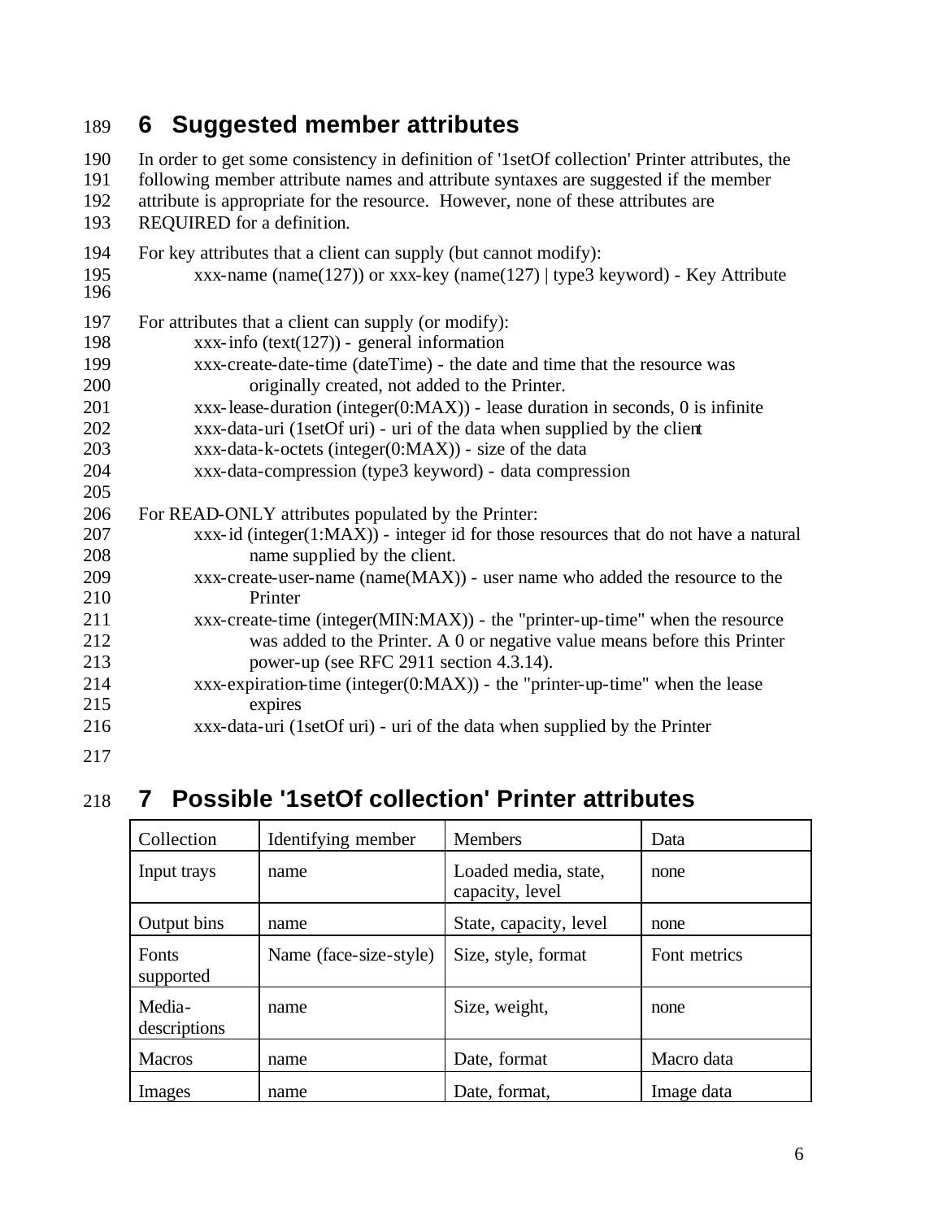# 6 Suggested member attributes

In order to get some consistency in definition of '1setOf collection' Printer attributes, the following member attribute names and attribute syntaxes are suggested if the member attribute is appropriate for the resource. However, none of these attributes are REQUIRED for a definition.

For key attributes that a client can supply (but cannot modify):

- xxx-name (name(127)) or xxx-key (name(127) | type3 keyword) - Key Attribute

For attributes that a client can supply (or modify):

- xxx-info (text(127)) - general information
- xxx-create-date-time (dateTime) - the date and time that the resource was originally created, not added to the Printer.
- xxx-lease-duration (integer(0:MAX)) - lease duration in seconds, 0 is infinite
- xxx-data-uri (1setOf uri) - uri of the data when supplied by the client
- xxx-data-k-octets (integer(0:MAX)) - size of the data
- xxx-data-compression (type3 keyword) - data compression

For READ-ONLY attributes populated by the Printer:

- xxx-id (integer(1:MAX)) - integer id for those resources that do not have a natural name supplied by the client.
- xxx-create-user-name (name(MAX)) - user name who added the resource to the Printer
- xxx-create-time (integer(MIN:MAX)) - the "printer-up-time" when the resource was added to the Printer. A 0 or negative value means before this Printer power-up (see RFC 2911 section 4.3.14).
- xxx-expiration-time (integer(0:MAX)) - the "printer-up-time" when the lease expires
- xxx-data-uri (1setOf uri) - uri of the data when supplied by the Printer

# 7 Possible '1setOf collection' Printer attributes

| Collection | Identifying member | Members | Data |
|---|---|---|---|
| Input trays | name | Loaded media, state, capacity, level | none |
| Output bins | name | State, capacity, level | none |
| Fonts supported | Name (face-size-style) | Size, style, format | Font metrics |
| Media-descriptions | name | Size, weight, | none |
| Macros | name | Date, format | Macro data |
| Images | name | Date, format, | Image data |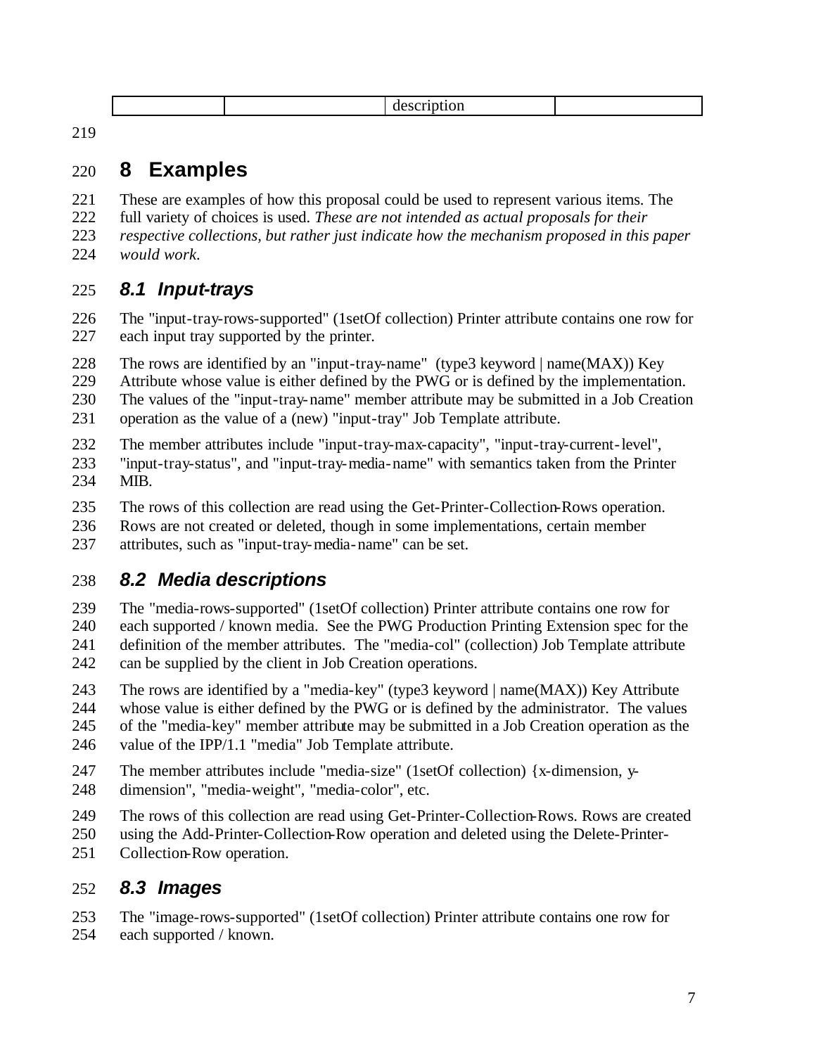| | | description | |
|---|---|---|---|

# 8 Examples

These are examples of how this proposal could be used to represent various items. The full variety of choices is used. *These are not intended as actual proposals for their respective collections, but rather just indicate how the mechanism proposed in this paper would work.*

## 8.1 Input-trays

The "input-tray-rows-supported" (1setOf collection) Printer attribute contains one row for each input tray supported by the printer.

The rows are identified by an "input-tray-name" (type3 keyword | name(MAX)) Key Attribute whose value is either defined by the PWG or is defined by the implementation. The values of the "input-tray-name" member attribute may be submitted in a Job Creation operation as the value of a (new) "input-tray" Job Template attribute.

The member attributes include "input-tray-max-capacity", "input-tray-current-level", "input-tray-status", and "input-tray-media-name" with semantics taken from the Printer MIB.

The rows of this collection are read using the Get-Printer-Collection-Rows operation. Rows are not created or deleted, though in some implementations, certain member attributes, such as "input-tray-media-name" can be set.

## 8.2 Media descriptions

The "media-rows-supported" (1setOf collection) Printer attribute contains one row for each supported / known media. See the PWG Production Printing Extension spec for the definition of the member attributes. The "media-col" (collection) Job Template attribute can be supplied by the client in Job Creation operations.

The rows are identified by a "media-key" (type3 keyword | name(MAX)) Key Attribute whose value is either defined by the PWG or is defined by the administrator. The values of the "media-key" member attribute may be submitted in a Job Creation operation as the value of the IPP/1.1 "media" Job Template attribute.

The member attributes include "media-size" (1setOf collection) {x-dimension, y-dimension", "media-weight", "media-color", etc.

The rows of this collection are read using Get-Printer-Collection-Rows. Rows are created using the Add-Printer-Collection-Row operation and deleted using the Delete-Printer-Collection-Row operation.

## 8.3 Images

The "image-rows-supported" (1setOf collection) Printer attribute contains one row for each supported / known.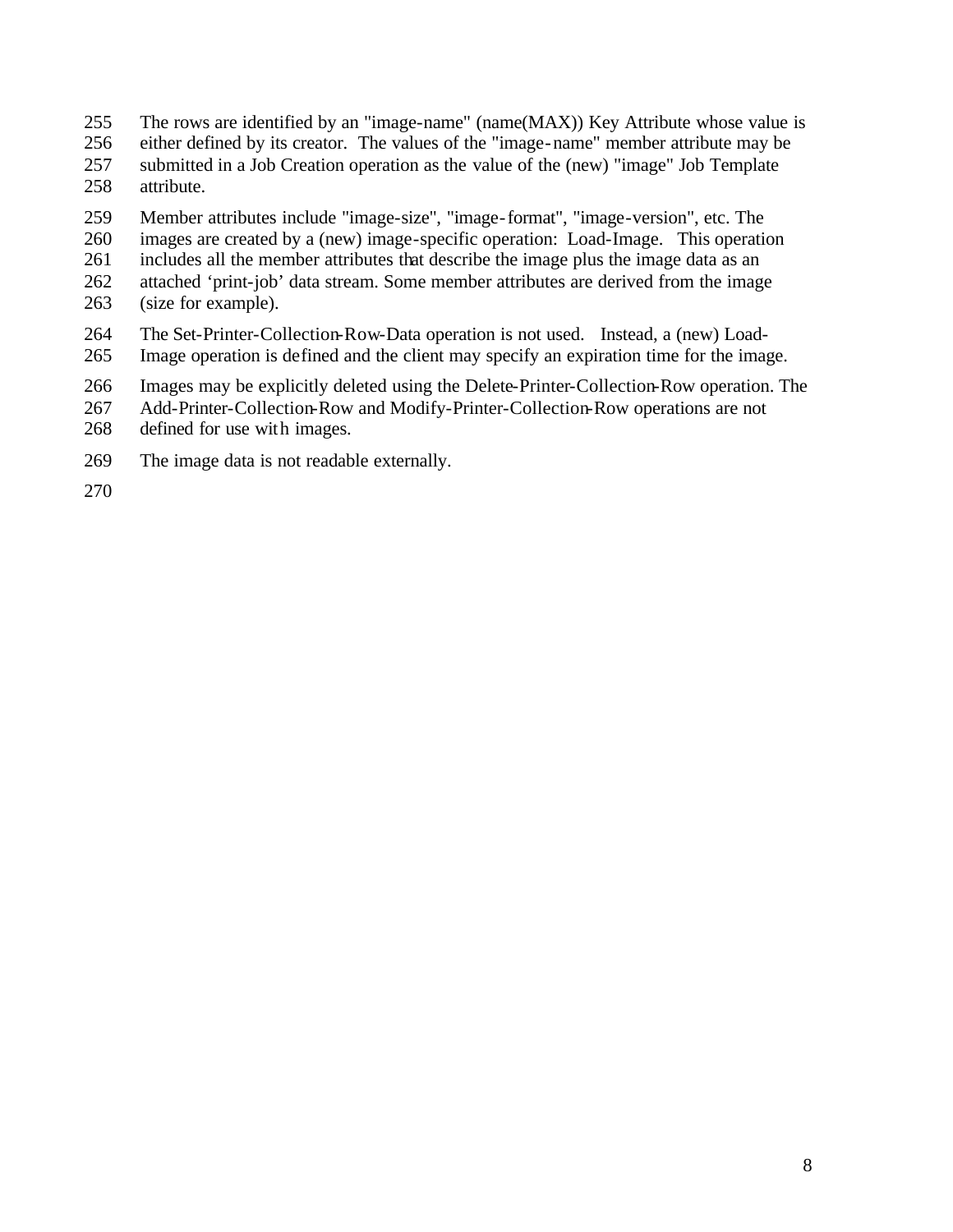The rows are identified by an "image-name" (name(MAX)) Key Attribute whose value is either defined by its creator. The values of the "image-name" member attribute may be submitted in a Job Creation operation as the value of the (new) "image" Job Template attribute.

Member attributes include "image-size", "image-format", "image-version", etc. The images are created by a (new) image-specific operation: Load-Image. This operation includes all the member attributes that describe the image plus the image data as an attached 'print-job' data stream. Some member attributes are derived from the image (size for example).

The Set-Printer-Collection-Row-Data operation is not used. Instead, a (new) Load-Image operation is defined and the client may specify an expiration time for the image.

Images may be explicitly deleted using the Delete-Printer-Collection-Row operation. The Add-Printer-Collection-Row and Modify-Printer-Collection-Row operations are not defined for use with images.

The image data is not readable externally.